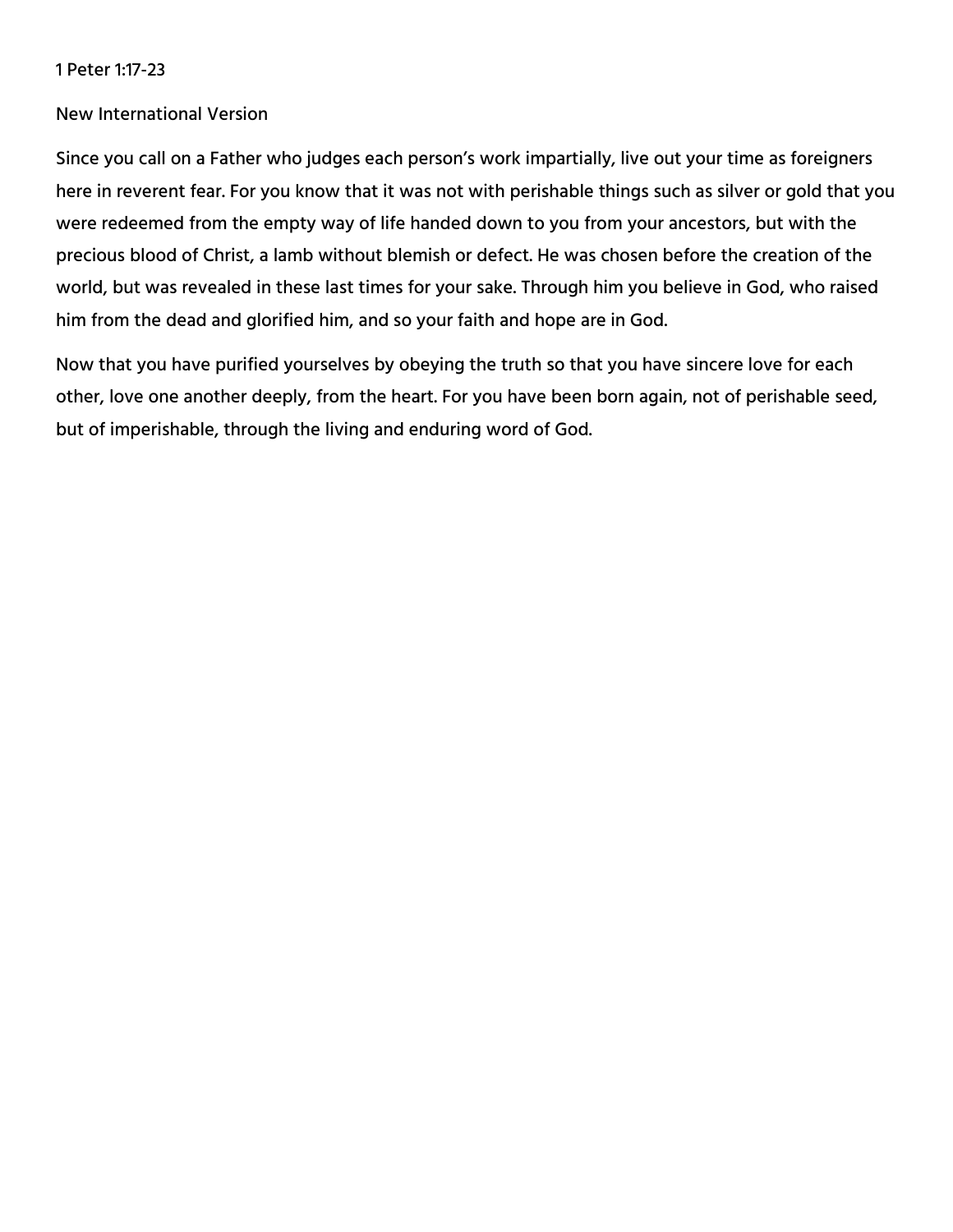1 Peter 1:17-23

New International Version

Since you call on a Father who judges each person's work impartially, live out your time as foreigners here in reverent fear. For you know that it was not with perishable things such as silver or gold that you were redeemed from the empty way of life handed down to you from your ancestors, but with the precious blood of Christ, a lamb without blemish or defect. He was chosen before the creation of the world, but was revealed in these last times for your sake. Through him you believe in God, who raised him from the dead and glorified him, and so your faith and hope are in God.

Now that you have purified yourselves by obeying the truth so that you have sincere love for each other, love one another deeply, from the heart. For you have been born again, not of perishable seed, but of imperishable, through the living and enduring word of God.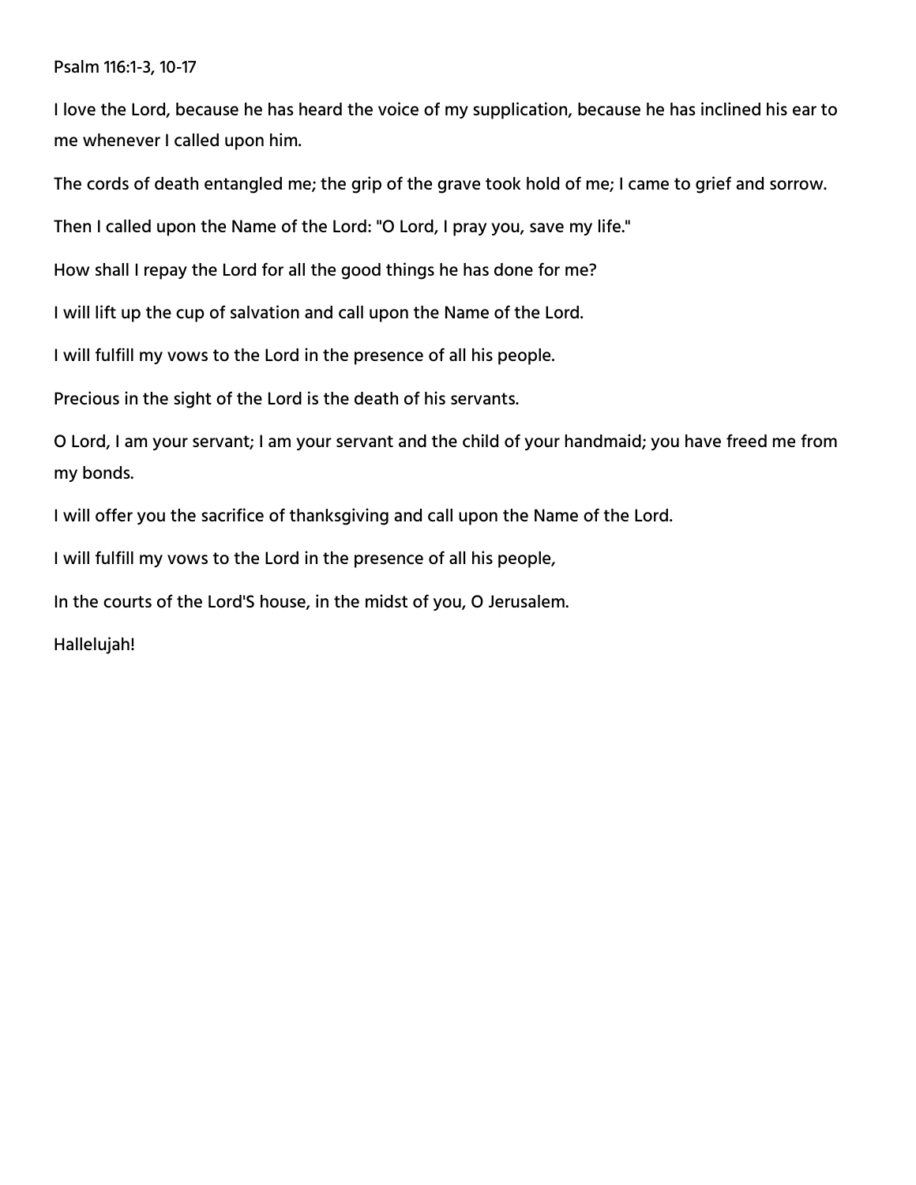Psalm 116:1-3, 10-17

I love the Lord, because he has heard the voice of my supplication, because he has inclined his ear to me whenever I called upon him.

The cords of death entangled me; the grip of the grave took hold of me; I came to grief and sorrow.

Then I called upon the Name of the Lord: "O Lord, I pray you, save my life."

How shall I repay the Lord for all the good things he has done for me?

I will lift up the cup of salvation and call upon the Name of the Lord.

I will fulfill my vows to the Lord in the presence of all his people.

Precious in the sight of the Lord is the death of his servants.

O Lord, I am your servant; I am your servant and the child of your handmaid; you have freed me from my bonds.

I will offer you the sacrifice of thanksgiving and call upon the Name of the Lord.

I will fulfill my vows to the Lord in the presence of all his people,

In the courts of the Lord'S house, in the midst of you, O Jerusalem.

Hallelujah!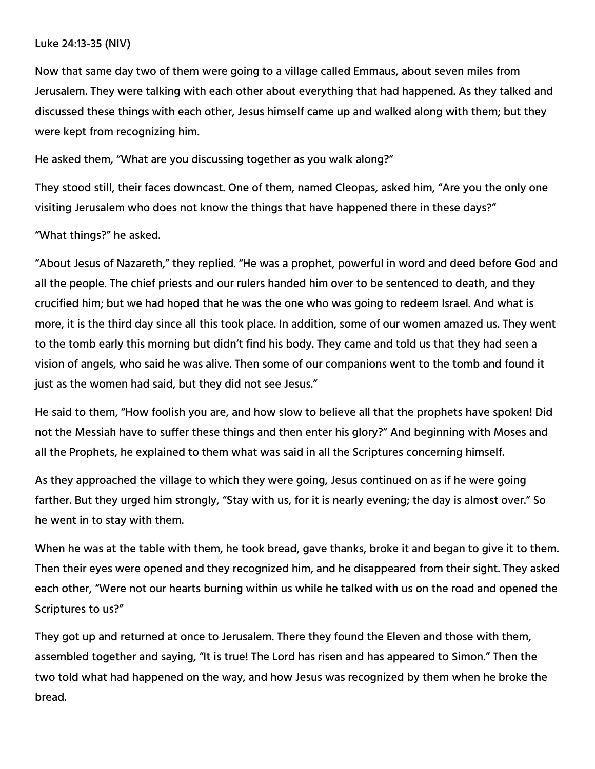Luke 24:13-35 (NIV)

Now that same day two of them were going to a village called Emmaus, about seven miles from Jerusalem. They were talking with each other about everything that had happened. As they talked and discussed these things with each other, Jesus himself came up and walked along with them; but they were kept from recognizing him.

He asked them, "What are you discussing together as you walk along?"

They stood still, their faces downcast. One of them, named Cleopas, asked him, "Are you the only one visiting Jerusalem who does not know the things that have happened there in these days?"

"What things?" he asked.

"About Jesus of Nazareth," they replied. "He was a prophet, powerful in word and deed before God and all the people. The chief priests and our rulers handed him over to be sentenced to death, and they crucified him; but we had hoped that he was the one who was going to redeem Israel. And what is more, it is the third day since all this took place. In addition, some of our women amazed us. They went to the tomb early this morning but didn't find his body. They came and told us that they had seen a vision of angels, who said he was alive. Then some of our companions went to the tomb and found it just as the women had said, but they did not see Jesus."

He said to them, "How foolish you are, and how slow to believe all that the prophets have spoken! Did not the Messiah have to suffer these things and then enter his glory?" And beginning with Moses and all the Prophets, he explained to them what was said in all the Scriptures concerning himself.

As they approached the village to which they were going, Jesus continued on as if he were going farther. But they urged him strongly, "Stay with us, for it is nearly evening; the day is almost over." So he went in to stay with them.

When he was at the table with them, he took bread, gave thanks, broke it and began to give it to them. Then their eyes were opened and they recognized him, and he disappeared from their sight. They asked each other, "Were not our hearts burning within us while he talked with us on the road and opened the Scriptures to us?"

They got up and returned at once to Jerusalem. There they found the Eleven and those with them, assembled together and saying, "It is true! The Lord has risen and has appeared to Simon." Then the two told what had happened on the way, and how Jesus was recognized by them when he broke the bread.